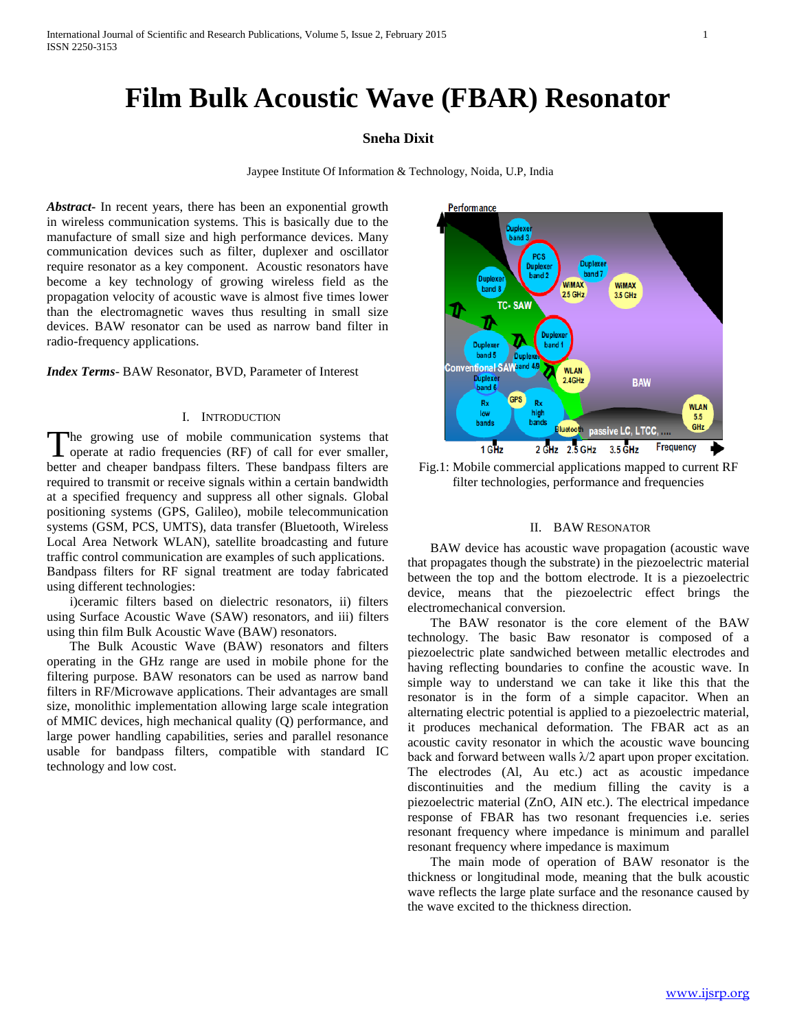# Film Bulk Acoustic Wave (FBAR) Resonator

**Sneha Dixit**

Jaypee Institute Of Information & Technology, Noida, U.P, India

***Abstract***- In recent years, there has been an exponential growth in wireless communication systems. This is basically due to the manufacture of small size and high performance devices. Many communication devices such as filter, duplexer and oscillator require resonator as a key component. Acoustic resonators have become a key technology of growing wireless field as the propagation velocity of acoustic wave is almost five times lower than the electromagnetic waves thus resulting in small size devices. BAW resonator can be used as narrow band filter in radio-frequency applications.

***Index Terms***- BAW Resonator, BVD, Parameter of Interest

## I. Introduction

The growing use of mobile communication systems that operate at radio frequencies (RF) of call for ever smaller, better and cheaper bandpass filters. These bandpass filters are required to transmit or receive signals within a certain bandwidth at a specified frequency and suppress all other signals. Global positioning systems (GPS, Galileo), mobile telecommunication systems (GSM, PCS, UMTS), data transfer (Bluetooth, Wireless Local Area Network WLAN), satellite broadcasting and future traffic control communication are examples of such applications. Bandpass filters for RF signal treatment are today fabricated using different technologies:

i)ceramic filters based on dielectric resonators, ii) filters using Surface Acoustic Wave (SAW) resonators, and iii) filters using thin film Bulk Acoustic Wave (BAW) resonators.

The Bulk Acoustic Wave (BAW) resonators and filters operating in the GHz range are used in mobile phone for the filtering purpose. BAW resonators can be used as narrow band filters in RF/Microwave applications. Their advantages are small size, monolithic implementation allowing large scale integration of MMIC devices, high mechanical quality (Q) performance, and large power handling capabilities, series and parallel resonance usable for bandpass filters, compatible with standard IC technology and low cost.

Fig.1: Mobile commercial applications mapped to current RF filter technologies, performance and frequencies

## II. BAW Resonator

BAW device has acoustic wave propagation (acoustic wave that propagates though the substrate) in the piezoelectric material between the top and the bottom electrode. It is a piezoelectric device, means that the piezoelectric effect brings the electromechanical conversion.

The BAW resonator is the core element of the BAW technology. The basic Baw resonator is composed of a piezoelectric plate sandwiched between metallic electrodes and having reflecting boundaries to confine the acoustic wave. In simple way to understand we can take it like this that the resonator is in the form of a simple capacitor. When an alternating electric potential is applied to a piezoelectric material, it produces mechanical deformation. The FBAR act as an acoustic cavity resonator in which the acoustic wave bouncing back and forward between walls $\lambda/2$ apart upon proper excitation. The electrodes (Al, Au etc.) act as acoustic impedance discontinuities and the medium filling the cavity is a piezoelectric material (ZnO, AIN etc.). The electrical impedance response of FBAR has two resonant frequencies i.e. series resonant frequency where impedance is minimum and parallel resonant frequency where impedance is maximum

The main mode of operation of BAW resonator is the thickness or longitudinal mode, meaning that the bulk acoustic wave reflects the large plate surface and the resonance caused by the wave excited to the thickness direction.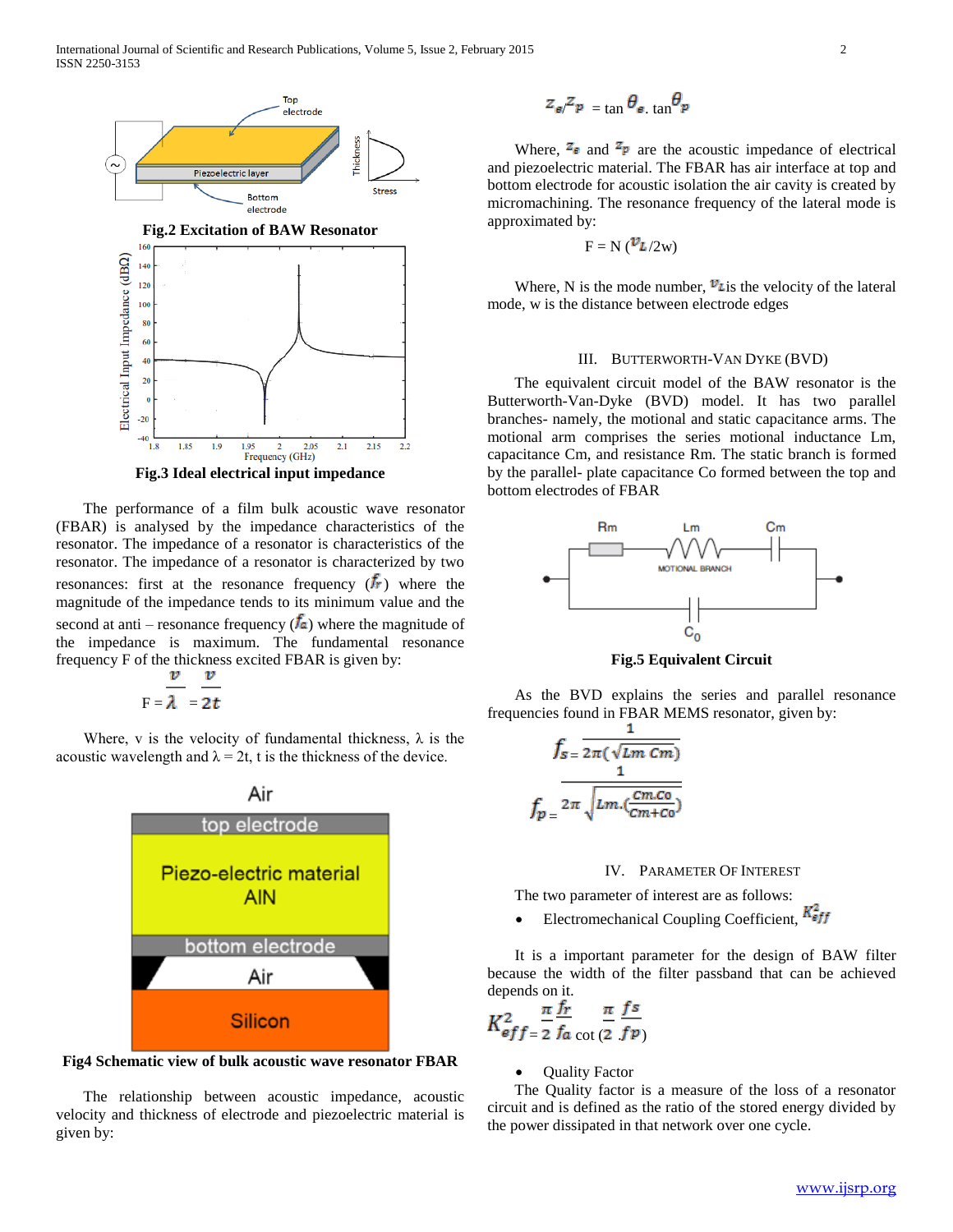Fig.2 Excitation of BAW Resonator

Fig.3 Ideal electrical input impedance

The performance of a film bulk acoustic wave resonator (FBAR) is analysed by the impedance characteristics of the resonator. The impedance of a resonator is characteristics of the resonator. The impedance of a resonator is characterized by two resonances: first at the resonance frequency ($f_r$) where the magnitude of the impedance tends to its minimum value and the second at anti – resonance frequency ($f_a$) where the magnitude of the impedance is maximum. The fundamental resonance frequency F of the thickness excited FBAR is given by:

$$F = \frac{v}{\lambda} = \frac{v}{2t}$$

Where, v is the velocity of fundamental thickness, λ is the acoustic wavelength and λ = 2t, t is the thickness of the device.

Fig4 Schematic view of bulk acoustic wave resonator FBAR

The relationship between acoustic impedance, acoustic velocity and thickness of electrode and piezoelectric material is given by:

$$z_e/z_p = \tan\theta_e . \tan\theta_p$$

Where, $z_e$ and $z_p$ are the acoustic impedance of electrical and piezoelectric material. The FBAR has air interface at top and bottom electrode for acoustic isolation the air cavity is created by micromachining. The resonance frequency of the lateral mode is approximated by:

$$F = N\,(v_L/2w)$$

Where, N is the mode number, $v_L$ is the velocity of the lateral mode, w is the distance between electrode edges

## III. Butterworth-Van Dyke (BVD)

The equivalent circuit model of the BAW resonator is the Butterworth-Van-Dyke (BVD) model. It has two parallel branches- namely, the motional and static capacitance arms. The motional arm comprises the series motional inductance Lm, capacitance Cm, and resistance Rm. The static branch is formed by the parallel- plate capacitance Co formed between the top and bottom electrodes of FBAR

Fig.5 Equivalent Circuit

As the BVD explains the series and parallel resonance frequencies found in FBAR MEMS resonator, given by:

$$f_s = \frac{1}{2\pi(\sqrt{Lm\, Cm})}$$

$$f_p = \frac{1}{2\pi\sqrt{Lm.(\frac{Cm.Co}{Cm+Co})}}$$

## IV. Parameter Of Interest

The two parameter of interest are as follows:

- Electromechanical Coupling Coefficient, $K^2_{eff}$

It is a important parameter for the design of BAW filter because the width of the filter passband that can be achieved depends on it.

$$K^2_{eff} = \frac{\pi}{2}\frac{f_r}{f_a}\cot\left(\frac{\pi}{2}\frac{f_s}{f_p}\right)$$

- Quality Factor

The Quality factor is a measure of the loss of a resonator circuit and is defined as the ratio of the stored energy divided by the power dissipated in that network over one cycle.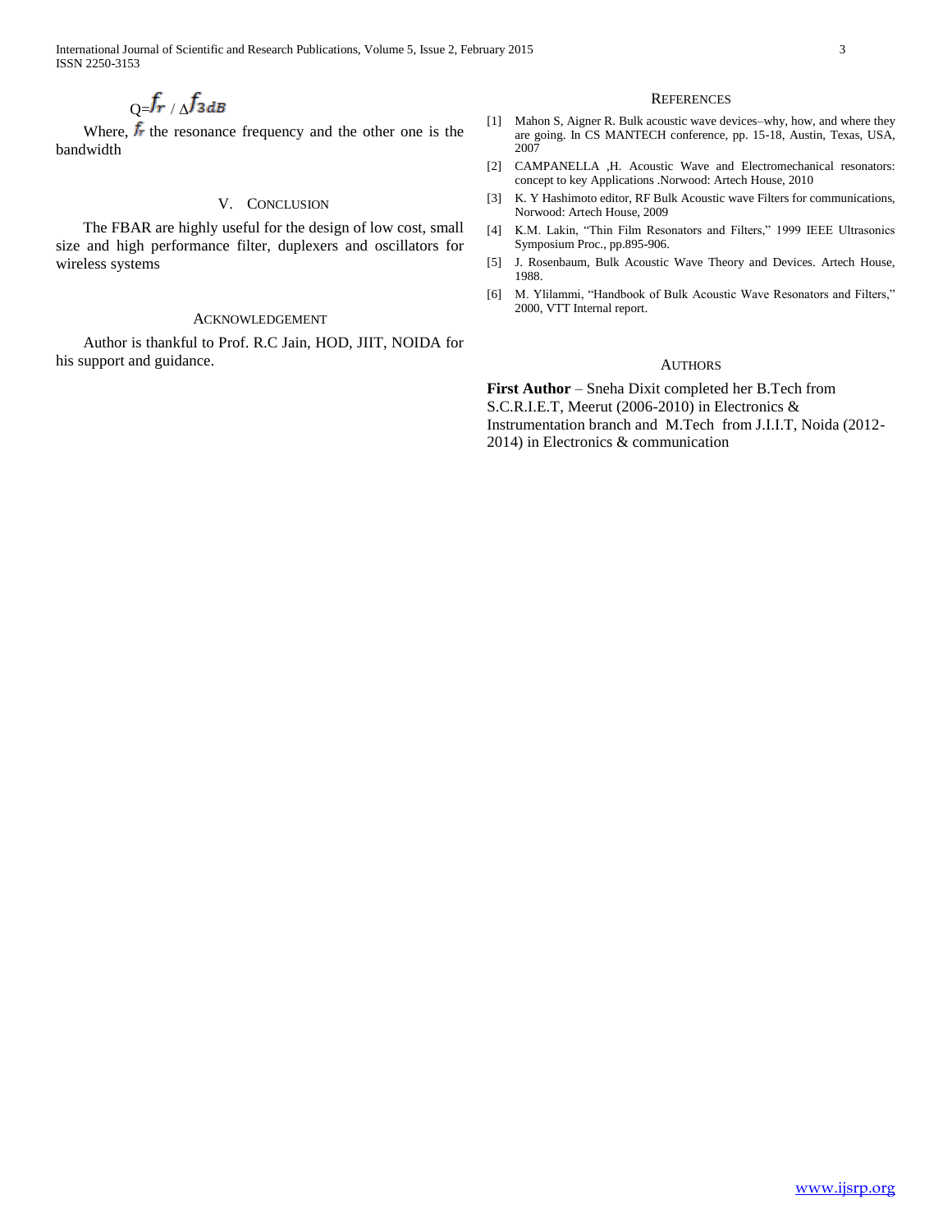$$Q = f_r / \Delta f_{3dB}$$

Where, $f_r$ the resonance frequency and the other one is the bandwidth

## V. Conclusion

The FBAR are highly useful for the design of low cost, small size and high performance filter, duplexers and oscillators for wireless systems

## Acknowledgement

Author is thankful to Prof. R.C Jain, HOD, JIIT, NOIDA for his support and guidance.

## References

[1] Mahon S, Aigner R. Bulk acoustic wave devices–why, how, and where they are going. In CS MANTECH conference, pp. 15-18, Austin, Texas, USA, 2007

[2] CAMPANELLA ,H. Acoustic Wave and Electromechanical resonators: concept to key Applications .Norwood: Artech House, 2010

[3] K. Y Hashimoto editor, RF Bulk Acoustic wave Filters for communications, Norwood: Artech House, 2009

[4] K.M. Lakin, "Thin Film Resonators and Filters," 1999 IEEE Ultrasonics Symposium Proc., pp.895-906.

[5] J. Rosenbaum, Bulk Acoustic Wave Theory and Devices. Artech House, 1988.

[6] M. Ylilammi, "Handbook of Bulk Acoustic Wave Resonators and Filters," 2000, VTT Internal report.

## Authors

**First Author** – Sneha Dixit completed her B.Tech from S.C.R.I.E.T, Meerut (2006-2010) in Electronics & Instrumentation branch and M.Tech from J.I.I.T, Noida (2012-2014) in Electronics & communication